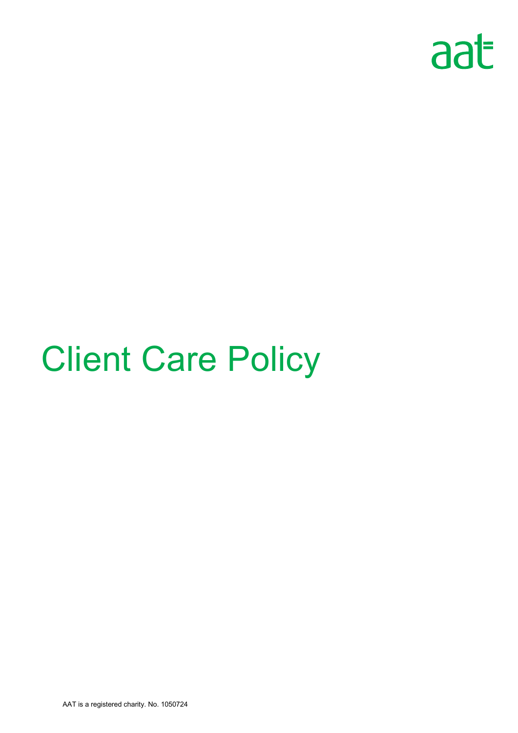aat

# Client Care Policy

AAT is a registered charity. No. 1050724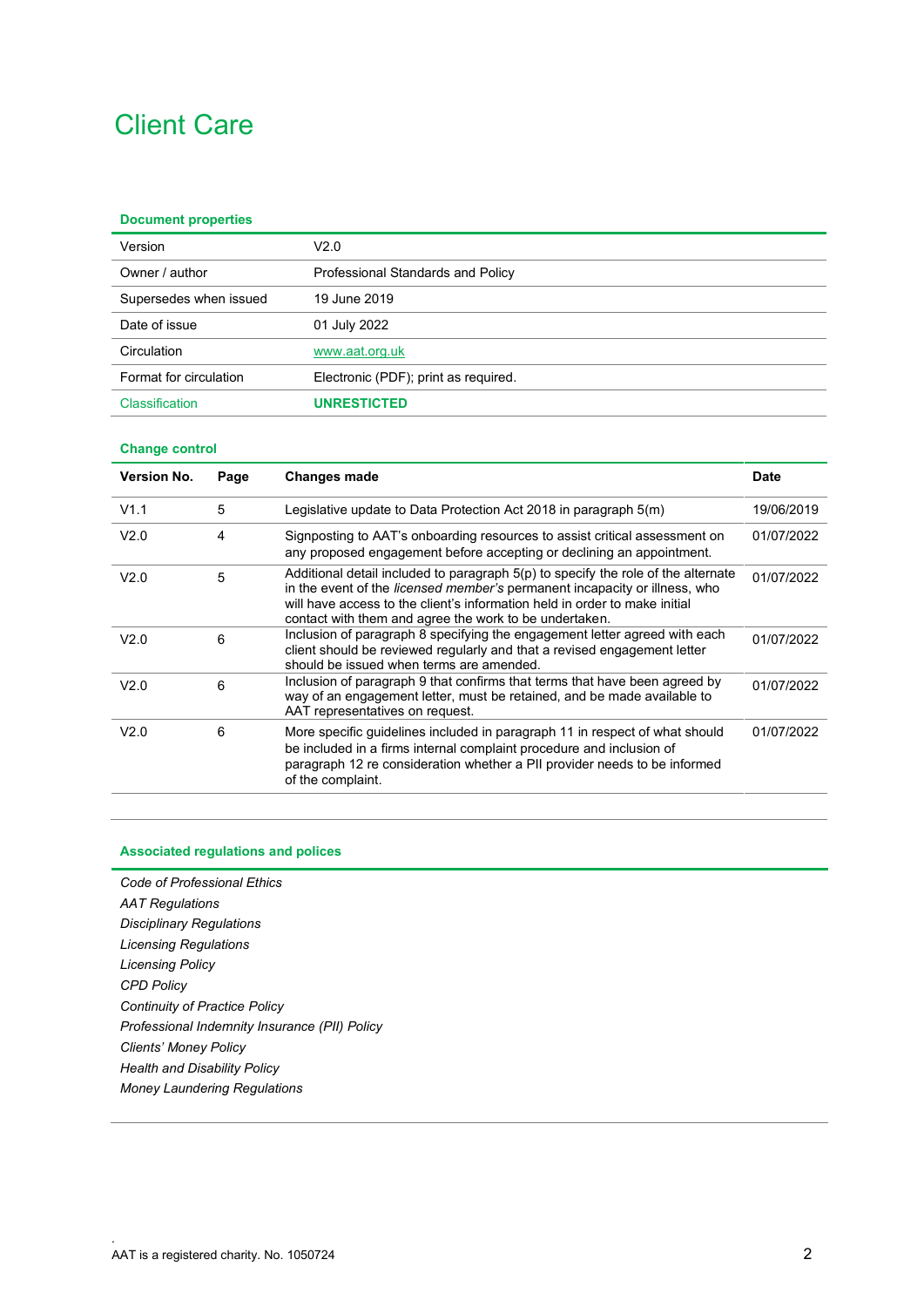# Client Care

### Document properties

| | |
|---|---|
| Version | V2.0 |
| Owner / author | Professional Standards and Policy |
| Supersedes when issued | 19 June 2019 |
| Date of issue | 01 July 2022 |
| Circulation | www.aat.org.uk |
| Format for circulation | Electronic (PDF); print as required. |
| Classification | **UNRESTICTED** |

### Change control

| Version No. | Page | Changes made | Date |
|---|---|---|---|
| V1.1 | 5 | Legislative update to Data Protection Act 2018 in paragraph 5(m) | 19/06/2019 |
| V2.0 | 4 | Signposting to AAT's onboarding resources to assist critical assessment on any proposed engagement before accepting or declining an appointment. | 01/07/2022 |
| V2.0 | 5 | Additional detail included to paragraph 5(p) to specify the role of the alternate in the event of the *licensed member's* permanent incapacity or illness, who will have access to the client's information held in order to make initial contact with them and agree the work to be undertaken. | 01/07/2022 |
| V2.0 | 6 | Inclusion of paragraph 8 specifying the engagement letter agreed with each client should be reviewed regularly and that a revised engagement letter should be issued when terms are amended. | 01/07/2022 |
| V2.0 | 6 | Inclusion of paragraph 9 that confirms that terms that have been agreed by way of an engagement letter, must be retained, and be made available to AAT representatives on request. | 01/07/2022 |
| V2.0 | 6 | More specific guidelines included in paragraph 11 in respect of what should be included in a firms internal complaint procedure and inclusion of paragraph 12 re consideration whether a PII provider needs to be informed of the complaint. | 01/07/2022 |

### Associated regulations and polices

*Code of Professional Ethics*
*AAT Regulations*
*Disciplinary Regulations*
*Licensing Regulations*
*Licensing Policy*
*CPD Policy*
*Continuity of Practice Policy*
*Professional Indemnity Insurance (PII) Policy*
*Clients' Money Policy*
*Health and Disability Policy*
*Money Laundering Regulations*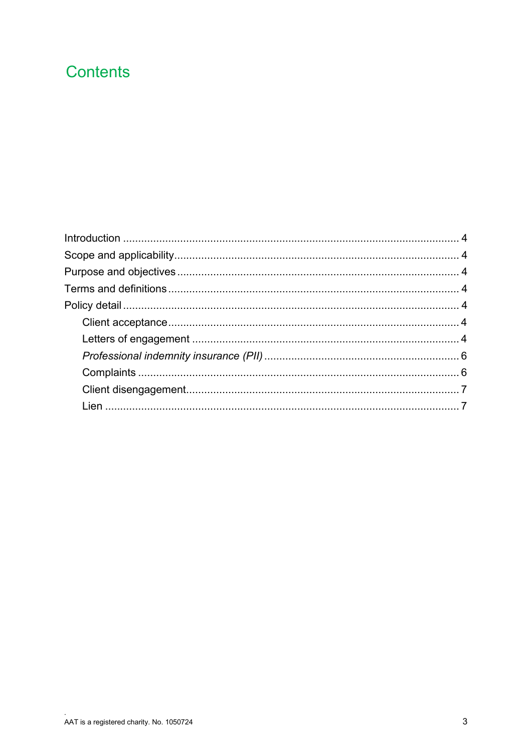# Contents

- Introduction ... 4
- Scope and applicability ... 4
- Purpose and objectives ... 4
- Terms and definitions ... 4
- Policy detail ... 4
    - Client acceptance ... 4
    - Letters of engagement ... 4
    - *Professional indemnity insurance (PII)* ... 6
    - Complaints ... 6
    - Client disengagement ... 7
    - Lien ... 7

AAT is a registered charity. No. 1050724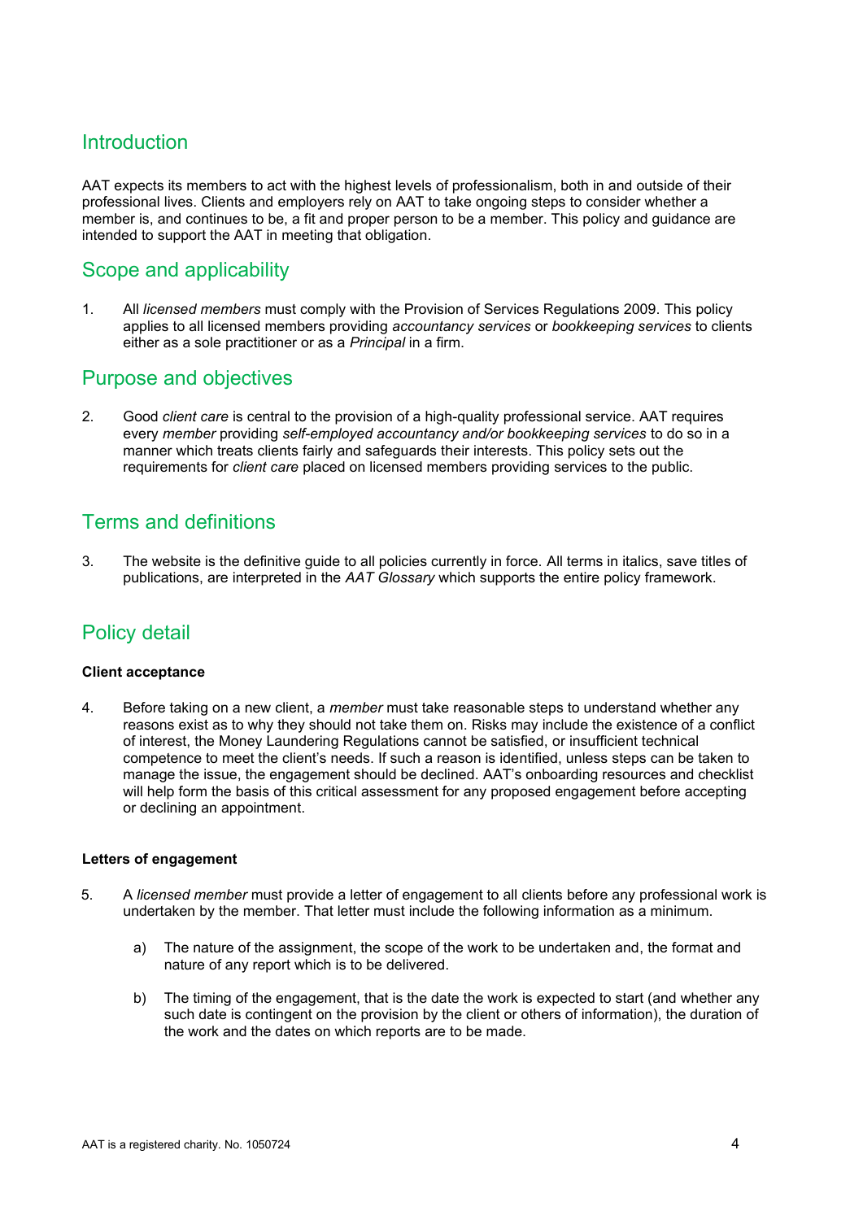## Introduction

AAT expects its members to act with the highest levels of professionalism, both in and outside of their professional lives. Clients and employers rely on AAT to take ongoing steps to consider whether a member is, and continues to be, a fit and proper person to be a member. This policy and guidance are intended to support the AAT in meeting that obligation.

## Scope and applicability

1. All *licensed members* must comply with the Provision of Services Regulations 2009. This policy applies to all licensed members providing *accountancy services* or *bookkeeping services* to clients either as a sole practitioner or as a *Principal* in a firm.

## Purpose and objectives

2. Good *client care* is central to the provision of a high-quality professional service. AAT requires every *member* providing *self-employed accountancy and/or bookkeeping services* to do so in a manner which treats clients fairly and safeguards their interests. This policy sets out the requirements for *client care* placed on licensed members providing services to the public.

## Terms and definitions

3. The website is the definitive guide to all policies currently in force. All terms in italics, save titles of publications, are interpreted in the *AAT Glossary* which supports the entire policy framework.

## Policy detail

**Client acceptance**

4. Before taking on a new client, a *member* must take reasonable steps to understand whether any reasons exist as to why they should not take them on. Risks may include the existence of a conflict of interest, the Money Laundering Regulations cannot be satisfied, or insufficient technical competence to meet the client's needs. If such a reason is identified, unless steps can be taken to manage the issue, the engagement should be declined. AAT's onboarding resources and checklist will help form the basis of this critical assessment for any proposed engagement before accepting or declining an appointment.

**Letters of engagement**

5. A *licensed member* must provide a letter of engagement to all clients before any professional work is undertaken by the member. That letter must include the following information as a minimum.

   a) The nature of the assignment, the scope of the work to be undertaken and, the format and nature of any report which is to be delivered.

   b) The timing of the engagement, that is the date the work is expected to start (and whether any such date is contingent on the provision by the client or others of information), the duration of the work and the dates on which reports are to be made.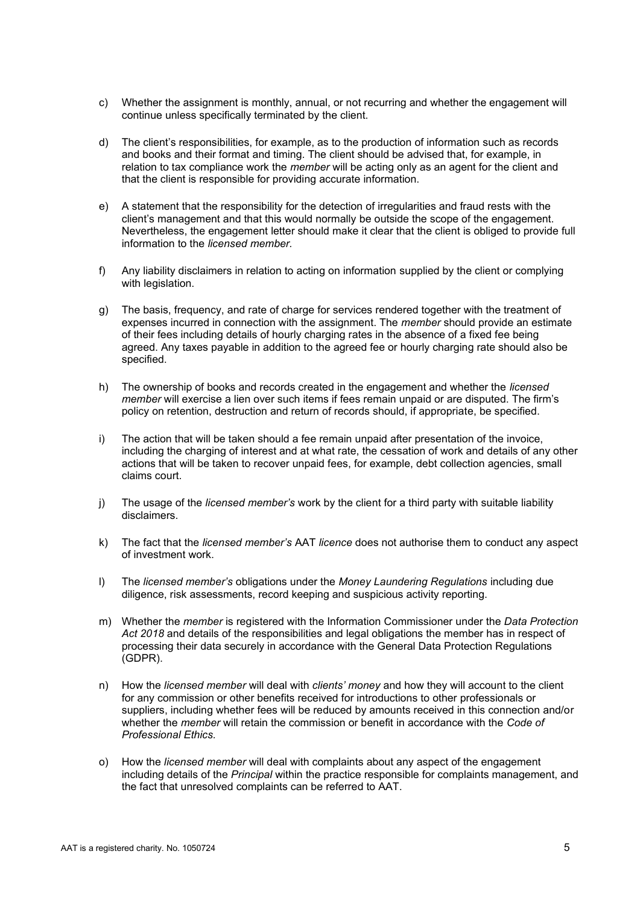c) Whether the assignment is monthly, annual, or not recurring and whether the engagement will continue unless specifically terminated by the client.

d) The client's responsibilities, for example, as to the production of information such as records and books and their format and timing. The client should be advised that, for example, in relation to tax compliance work the *member* will be acting only as an agent for the client and that the client is responsible for providing accurate information.

e) A statement that the responsibility for the detection of irregularities and fraud rests with the client's management and that this would normally be outside the scope of the engagement. Nevertheless, the engagement letter should make it clear that the client is obliged to provide full information to the *licensed member.*

f) Any liability disclaimers in relation to acting on information supplied by the client or complying with legislation.

g) The basis, frequency, and rate of charge for services rendered together with the treatment of expenses incurred in connection with the assignment. The *member* should provide an estimate of their fees including details of hourly charging rates in the absence of a fixed fee being agreed. Any taxes payable in addition to the agreed fee or hourly charging rate should also be specified.

h) The ownership of books and records created in the engagement and whether the *licensed member* will exercise a lien over such items if fees remain unpaid or are disputed. The firm's policy on retention, destruction and return of records should, if appropriate, be specified.

i) The action that will be taken should a fee remain unpaid after presentation of the invoice, including the charging of interest and at what rate, the cessation of work and details of any other actions that will be taken to recover unpaid fees, for example, debt collection agencies, small claims court.

j) The usage of the *licensed member's* work by the client for a third party with suitable liability disclaimers.

k) The fact that the *licensed member's* AAT *licence* does not authorise them to conduct any aspect of investment work.

l) The *licensed member's* obligations under the *Money Laundering Regulations* including due diligence, risk assessments, record keeping and suspicious activity reporting.

m) Whether the *member* is registered with the Information Commissioner under the *Data Protection Act 2018* and details of the responsibilities and legal obligations the member has in respect of processing their data securely in accordance with the General Data Protection Regulations (GDPR).

n) How the *licensed member* will deal with *clients' money* and how they will account to the client for any commission or other benefits received for introductions to other professionals or suppliers, including whether fees will be reduced by amounts received in this connection and/or whether the *member* will retain the commission or benefit in accordance with the *Code of Professional Ethics.*

o) How the *licensed member* will deal with complaints about any aspect of the engagement including details of the *Principal* within the practice responsible for complaints management, and the fact that unresolved complaints can be referred to AAT.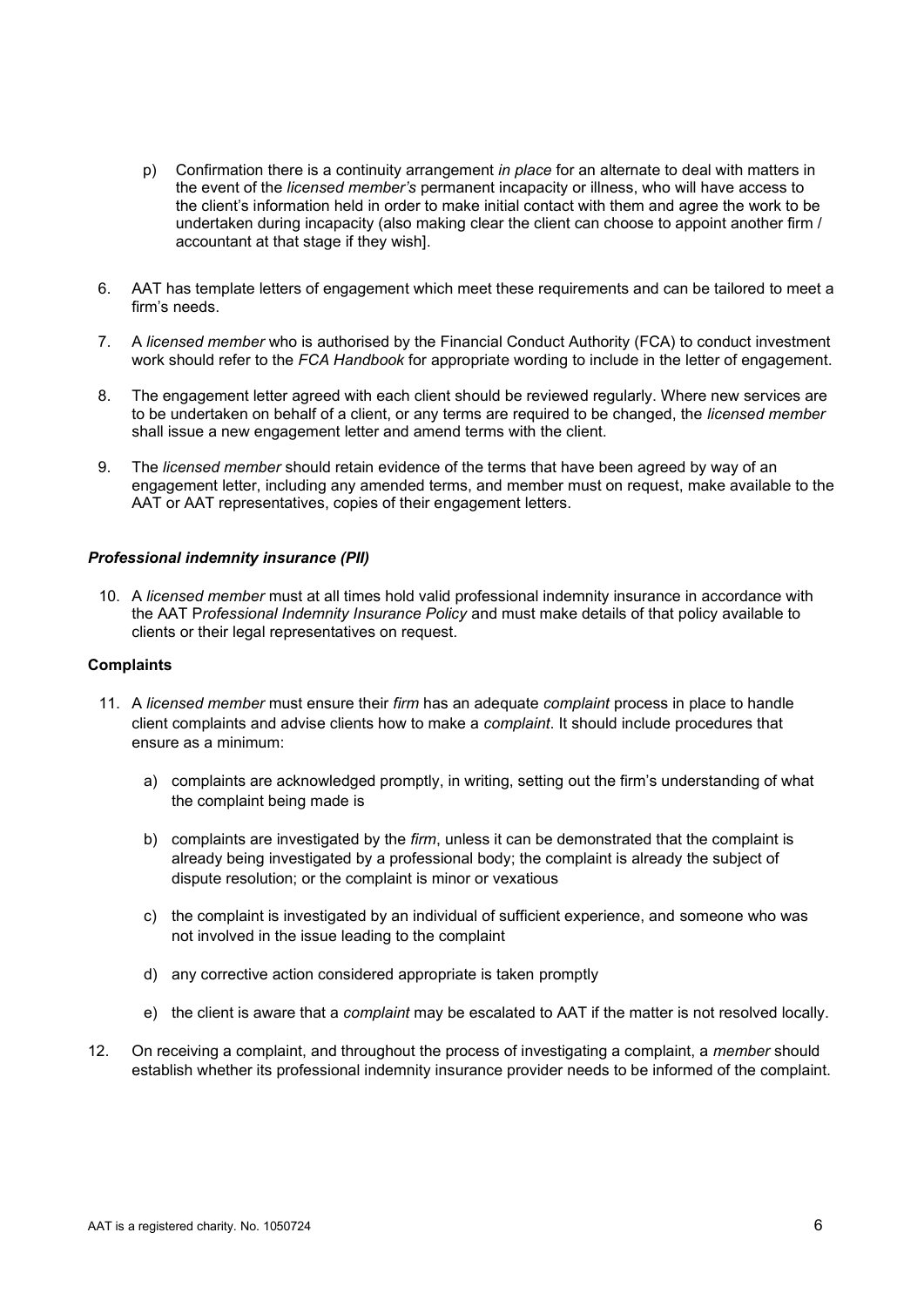p) Confirmation there is a continuity arrangement *in place* for an alternate to deal with matters in the event of the *licensed member's* permanent incapacity or illness, who will have access to the client's information held in order to make initial contact with them and agree the work to be undertaken during incapacity (also making clear the client can choose to appoint another firm / accountant at that stage if they wish].

6. AAT has template letters of engagement which meet these requirements and can be tailored to meet a firm's needs.

7. A *licensed member* who is authorised by the Financial Conduct Authority (FCA) to conduct investment work should refer to the *FCA Handbook* for appropriate wording to include in the letter of engagement.

8. The engagement letter agreed with each client should be reviewed regularly. Where new services are to be undertaken on behalf of a client, or any terms are required to be changed, the *licensed member* shall issue a new engagement letter and amend terms with the client.

9. The *licensed member* should retain evidence of the terms that have been agreed by way of an engagement letter, including any amended terms, and member must on request, make available to the AAT or AAT representatives, copies of their engagement letters.

### *Professional indemnity insurance (PII)*

10. A *licensed member* must at all times hold valid professional indemnity insurance in accordance with the AAT P*rofessional Indemnity Insurance Policy* and must make details of that policy available to clients or their legal representatives on request.

### Complaints

11. A *licensed member* must ensure their *firm* has an adequate *complaint* process in place to handle client complaints and advise clients how to make a *complaint*. It should include procedures that ensure as a minimum:

    a) complaints are acknowledged promptly, in writing, setting out the firm's understanding of what the complaint being made is

    b) complaints are investigated by the *firm*, unless it can be demonstrated that the complaint is already being investigated by a professional body; the complaint is already the subject of dispute resolution; or the complaint is minor or vexatious

    c) the complaint is investigated by an individual of sufficient experience, and someone who was not involved in the issue leading to the complaint

    d) any corrective action considered appropriate is taken promptly

    e) the client is aware that a *complaint* may be escalated to AAT if the matter is not resolved locally.

12. On receiving a complaint, and throughout the process of investigating a complaint, a *member* should establish whether its professional indemnity insurance provider needs to be informed of the complaint.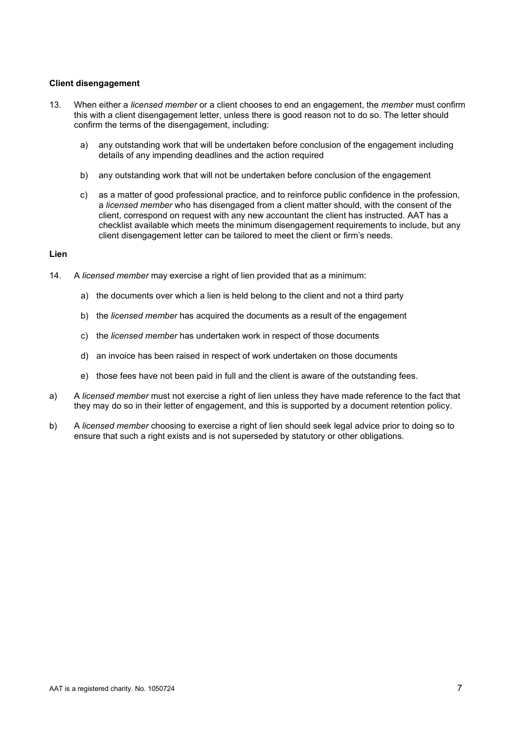**Client disengagement**

13. When either a *licensed member* or a client chooses to end an engagement, the *member* must confirm this with a client disengagement letter, unless there is good reason not to do so. The letter should confirm the terms of the disengagement, including:

    a) any outstanding work that will be undertaken before conclusion of the engagement including details of any impending deadlines and the action required

    b) any outstanding work that will not be undertaken before conclusion of the engagement

    c) as a matter of good professional practice, and to reinforce public confidence in the profession, a *licensed member* who has disengaged from a client matter should, with the consent of the client, correspond on request with any new accountant the client has instructed. AAT has a checklist available which meets the minimum disengagement requirements to include, but any client disengagement letter can be tailored to meet the client or firm's needs.

**Lien**

14. A *licensed member* may exercise a right of lien provided that as a minimum:

    a) the documents over which a lien is held belong to the client and not a third party

    b) the *licensed member* has acquired the documents as a result of the engagement

    c) the *licensed member* has undertaken work in respect of those documents

    d) an invoice has been raised in respect of work undertaken on those documents

    e) those fees have not been paid in full and the client is aware of the outstanding fees.

a) A *licensed member* must not exercise a right of lien unless they have made reference to the fact that they may do so in their letter of engagement, and this is supported by a document retention policy.

b) A *licensed member* choosing to exercise a right of lien should seek legal advice prior to doing so to ensure that such a right exists and is not superseded by statutory or other obligations.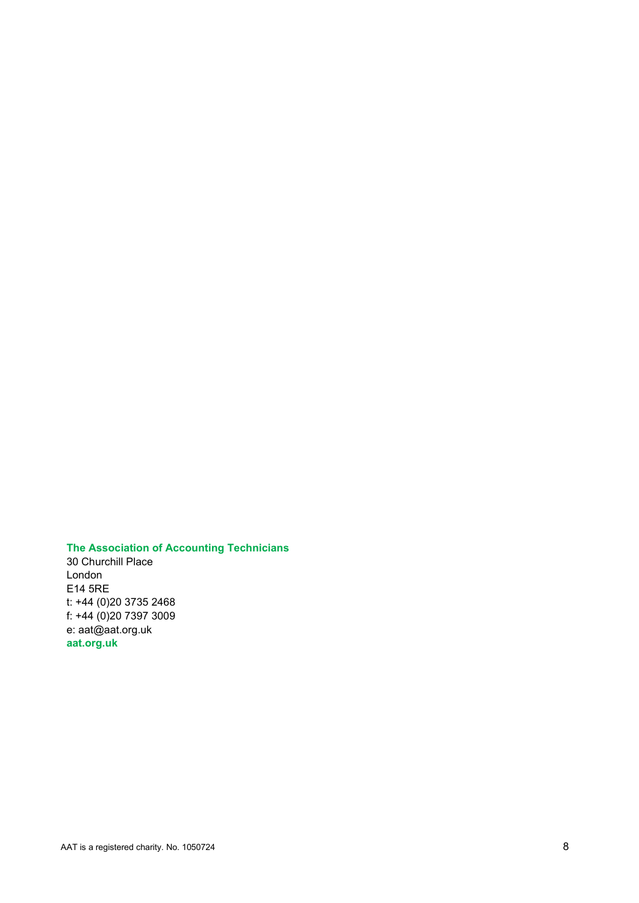**The Association of Accounting Technicians**
30 Churchill Place
London
E14 5RE
t: +44 (0)20 3735 2468
f: +44 (0)20 7397 3009
e: aat@aat.org.uk
**aat.org.uk**

AAT is a registered charity. No. 1050724